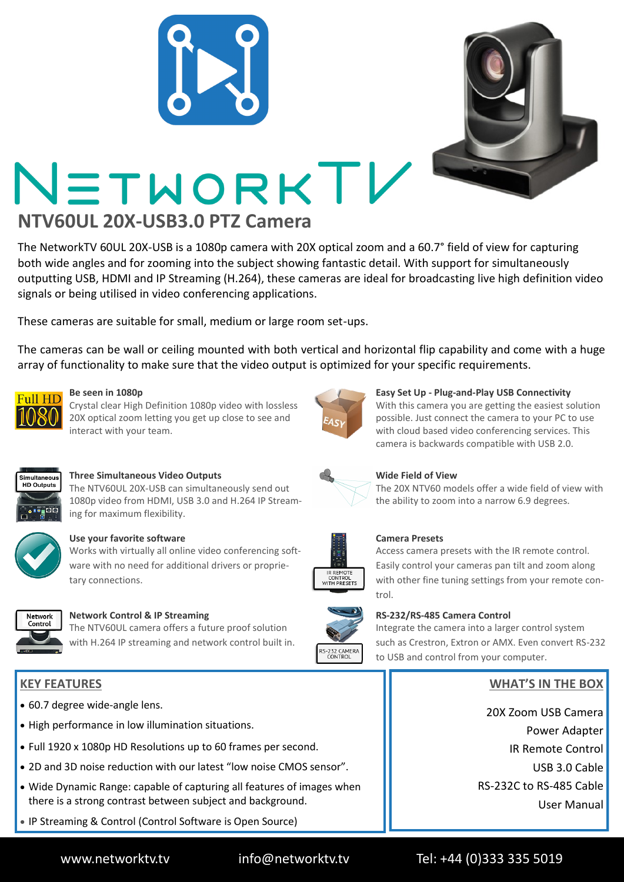# NETWORKTV

## NTV60UL 20X-USB3.0 PTZ Camera

The NetworkTV 60UL 20X-USB is a 1080p camera with 20X optical zoom and a 60.7° field of view for capturing both wide angles and for zooming into the subject showing fantastic detail. With support for simultaneously outputting USB, HDMI and IP Streaming (H.264), these cameras are ideal for broadcasting live high definition video signals or being utilised in video conferencing applications.

These cameras are suitable for small, medium or large room set-ups.

The cameras can be wall or ceiling mounted with both vertical and horizontal flip capability and come with a huge array of functionality to make sure that the video output is optimized for your specific requirements.

**Be seen in 1080p**
Crystal clear High Definition 1080p video with lossless 20X optical zoom letting you get up close to see and interact with your team.

**Three Simultaneous Video Outputs**
The NTV60UL 20X-USB can simultaneously send out 1080p video from HDMI, USB 3.0 and H.264 IP Streaming for maximum flexibility.

**Use your favorite software**
Works with virtually all online video conferencing software with no need for additional drivers or proprietary connections.

**Network Control & IP Streaming**
The NTV60UL camera offers a future proof solution with H.264 IP streaming and network control built in.

**Easy Set Up - Plug-and-Play USB Connectivity**
With this camera you are getting the easiest solution possible. Just connect the camera to your PC to use with cloud based video conferencing services. This camera is backwards compatible with USB 2.0.

**Wide Field of View**
The 20X NTV60 models offer a wide field of view with the ability to zoom into a narrow 6.9 degrees.

**Camera Presets**
Access camera presets with the IR remote control. Easily control your cameras pan tilt and zoom along with other fine tuning settings from your remote control.

**RS-232/RS-485 Camera Control**
Integrate the camera into a larger control system such as Crestron, Extron or AMX. Even convert RS-232 to USB and control from your computer.

### KEY FEATURES

- 60.7 degree wide-angle lens.
- High performance in low illumination situations.
- Full 1920 x 1080p HD Resolutions up to 60 frames per second.
- 2D and 3D noise reduction with our latest "low noise CMOS sensor".
- Wide Dynamic Range: capable of capturing all features of images when there is a strong contrast between subject and background.
- IP Streaming & Control (Control Software is Open Source)

### WHAT'S IN THE BOX

20X Zoom USB Camera
Power Adapter
IR Remote Control
USB 3.0 Cable
RS-232C to RS-485 Cable
User Manual

www.networktv.tv info@networktv.tv Tel: +44 (0)333 335 5019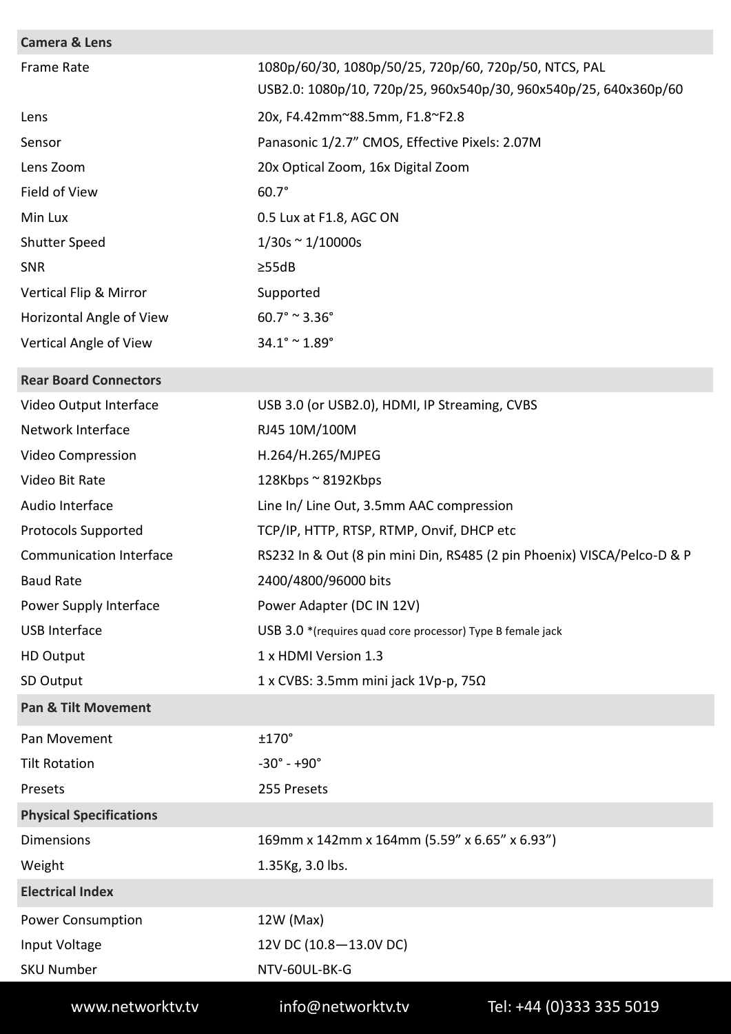| | |
|---|---|
| **Camera & Lens** | |
| Frame Rate | 1080p/60/30, 1080p/50/25, 720p/60, 720p/50, NTCS, PAL<br>USB2.0: 1080p/10, 720p/25, 960x540p/30, 960x540p/25, 640x360p/60 |
| Lens | 20x, F4.42mm~88.5mm, F1.8~F2.8 |
| Sensor | Panasonic 1/2.7" CMOS, Effective Pixels: 2.07M |
| Lens Zoom | 20x Optical Zoom, 16x Digital Zoom |
| Field of View | 60.7° |
| Min Lux | 0.5 Lux at F1.8, AGC ON |
| Shutter Speed | 1/30s ~ 1/10000s |
| SNR | ≥55dB |
| Vertical Flip & Mirror | Supported |
| Horizontal Angle of View | 60.7° ~ 3.36° |
| Vertical Angle of View | 34.1° ~ 1.89° |
| **Rear Board Connectors** | |
| Video Output Interface | USB 3.0 (or USB2.0), HDMI, IP Streaming, CVBS |
| Network Interface | RJ45 10M/100M |
| Video Compression | H.264/H.265/MJPEG |
| Video Bit Rate | 128Kbps ~ 8192Kbps |
| Audio Interface | Line In/ Line Out, 3.5mm AAC compression |
| Protocols Supported | TCP/IP, HTTP, RTSP, RTMP, Onvif, DHCP etc |
| Communication Interface | RS232 In & Out (8 pin mini Din, RS485 (2 pin Phoenix) VISCA/Pelco-D & P |
| Baud Rate | 2400/4800/96000 bits |
| Power Supply Interface | Power Adapter (DC IN 12V) |
| USB Interface | USB 3.0 *(requires quad core processor) Type B female jack |
| HD Output | 1 x HDMI Version 1.3 |
| SD Output | 1 x CVBS: 3.5mm mini jack 1Vp-p, 75Ω |
| **Pan & Tilt Movement** | |
| Pan Movement | ±170° |
| Tilt Rotation | -30° - +90° |
| Presets | 255 Presets |
| **Physical Specifications** | |
| Dimensions | 169mm x 142mm x 164mm (5.59" x 6.65" x 6.93") |
| Weight | 1.35Kg, 3.0 lbs. |
| **Electrical Index** | |
| Power Consumption | 12W (Max) |
| Input Voltage | 12V DC (10.8—13.0V DC) |
| SKU Number | NTV-60UL-BK-G |

www.networktv.tv info@networktv.tv Tel: +44 (0)333 335 5019